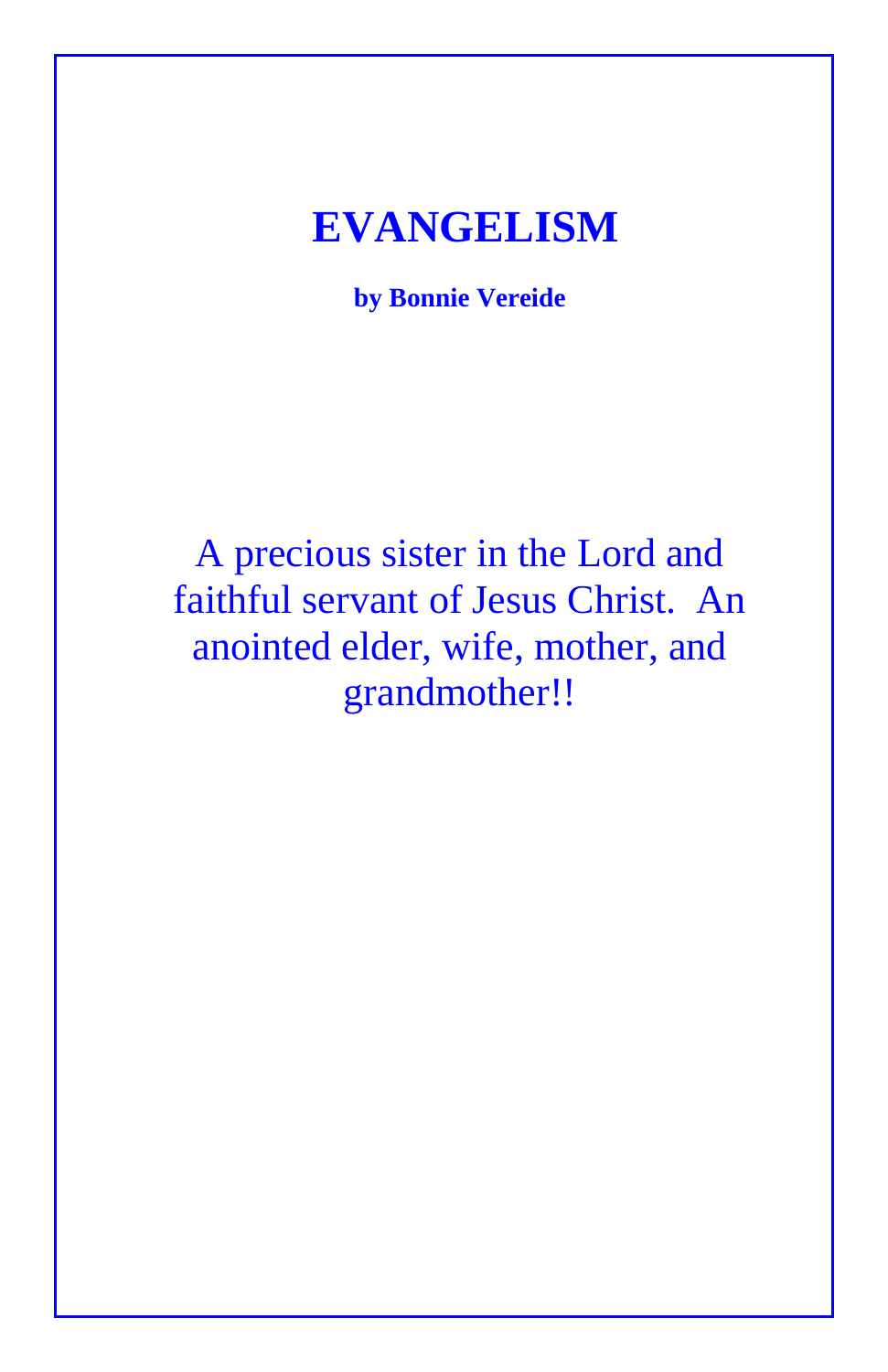# EVANGELISM

**by Bonnie Vereide**

A precious sister in the Lord and faithful servant of Jesus Christ. An anointed elder, wife, mother, and grandmother!!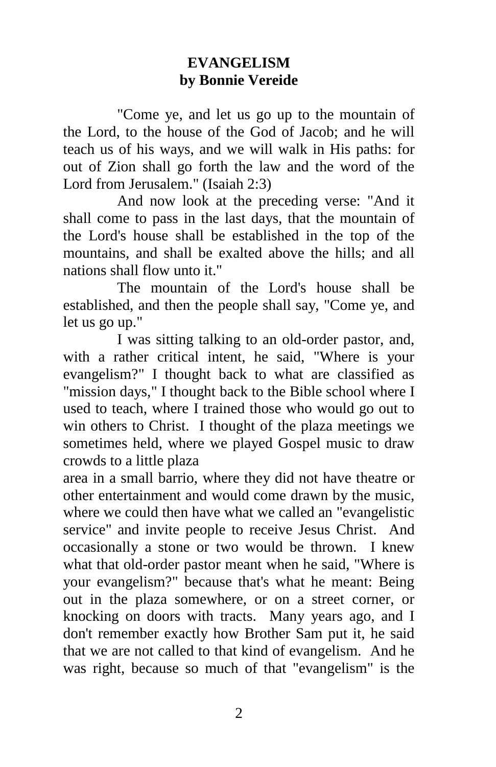# EVANGELISM
## by Bonnie Vereide

"Come ye, and let us go up to the mountain of the Lord, to the house of the God of Jacob; and he will teach us of his ways, and we will walk in His paths: for out of Zion shall go forth the law and the word of the Lord from Jerusalem." (Isaiah 2:3)

And now look at the preceding verse: "And it shall come to pass in the last days, that the mountain of the Lord's house shall be established in the top of the mountains, and shall be exalted above the hills; and all nations shall flow unto it."

The mountain of the Lord's house shall be established, and then the people shall say, "Come ye, and let us go up."

I was sitting talking to an old-order pastor, and, with a rather critical intent, he said, "Where is your evangelism?" I thought back to what are classified as "mission days," I thought back to the Bible school where I used to teach, where I trained those who would go out to win others to Christ. I thought of the plaza meetings we sometimes held, where we played Gospel music to draw crowds to a little plaza area in a small barrio, where they did not have theatre or other entertainment and would come drawn by the music, where we could then have what we called an "evangelistic service" and invite people to receive Jesus Christ. And occasionally a stone or two would be thrown. I knew what that old-order pastor meant when he said, "Where is your evangelism?" because that's what he meant: Being out in the plaza somewhere, or on a street corner, or knocking on doors with tracts. Many years ago, and I don't remember exactly how Brother Sam put it, he said that we are not called to that kind of evangelism. And he was right, because so much of that "evangelism" is the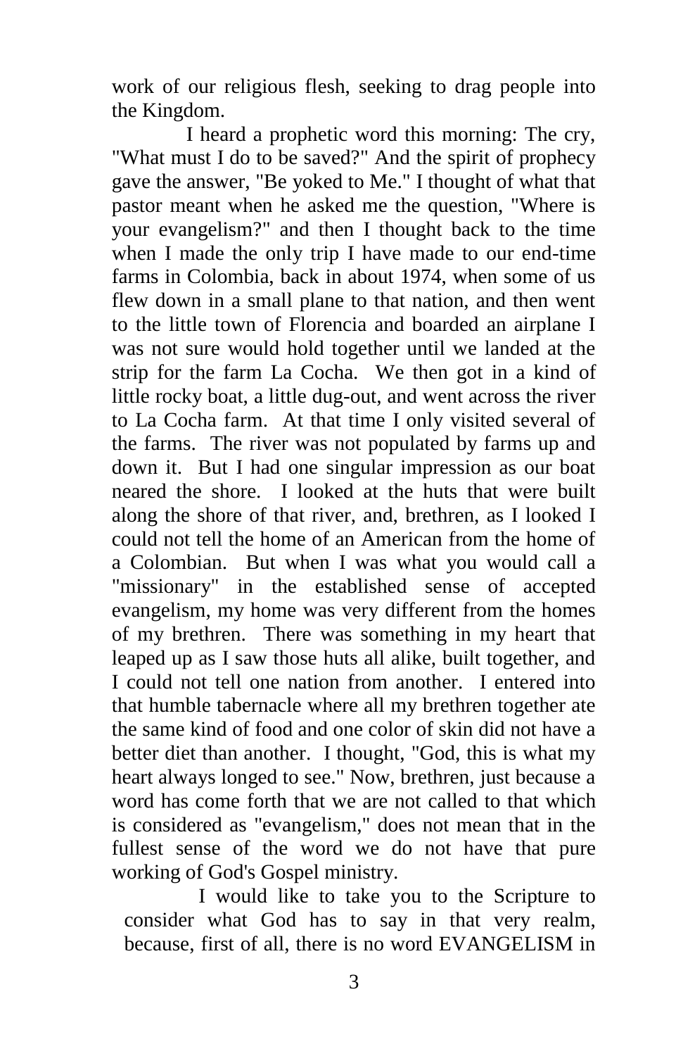work of our religious flesh, seeking to drag people into the Kingdom.

I heard a prophetic word this morning: The cry, "What must I do to be saved?" And the spirit of prophecy gave the answer, "Be yoked to Me." I thought of what that pastor meant when he asked me the question, "Where is your evangelism?" and then I thought back to the time when I made the only trip I have made to our end-time farms in Colombia, back in about 1974, when some of us flew down in a small plane to that nation, and then went to the little town of Florencia and boarded an airplane I was not sure would hold together until we landed at the strip for the farm La Cocha. We then got in a kind of little rocky boat, a little dug-out, and went across the river to La Cocha farm. At that time I only visited several of the farms. The river was not populated by farms up and down it. But I had one singular impression as our boat neared the shore. I looked at the huts that were built along the shore of that river, and, brethren, as I looked I could not tell the home of an American from the home of a Colombian. But when I was what you would call a "missionary" in the established sense of accepted evangelism, my home was very different from the homes of my brethren. There was something in my heart that leaped up as I saw those huts all alike, built together, and I could not tell one nation from another. I entered into that humble tabernacle where all my brethren together ate the same kind of food and one color of skin did not have a better diet than another. I thought, "God, this is what my heart always longed to see." Now, brethren, just because a word has come forth that we are not called to that which is considered as "evangelism," does not mean that in the fullest sense of the word we do not have that pure working of God's Gospel ministry.

I would like to take you to the Scripture to consider what God has to say in that very realm, because, first of all, there is no word EVANGELISM in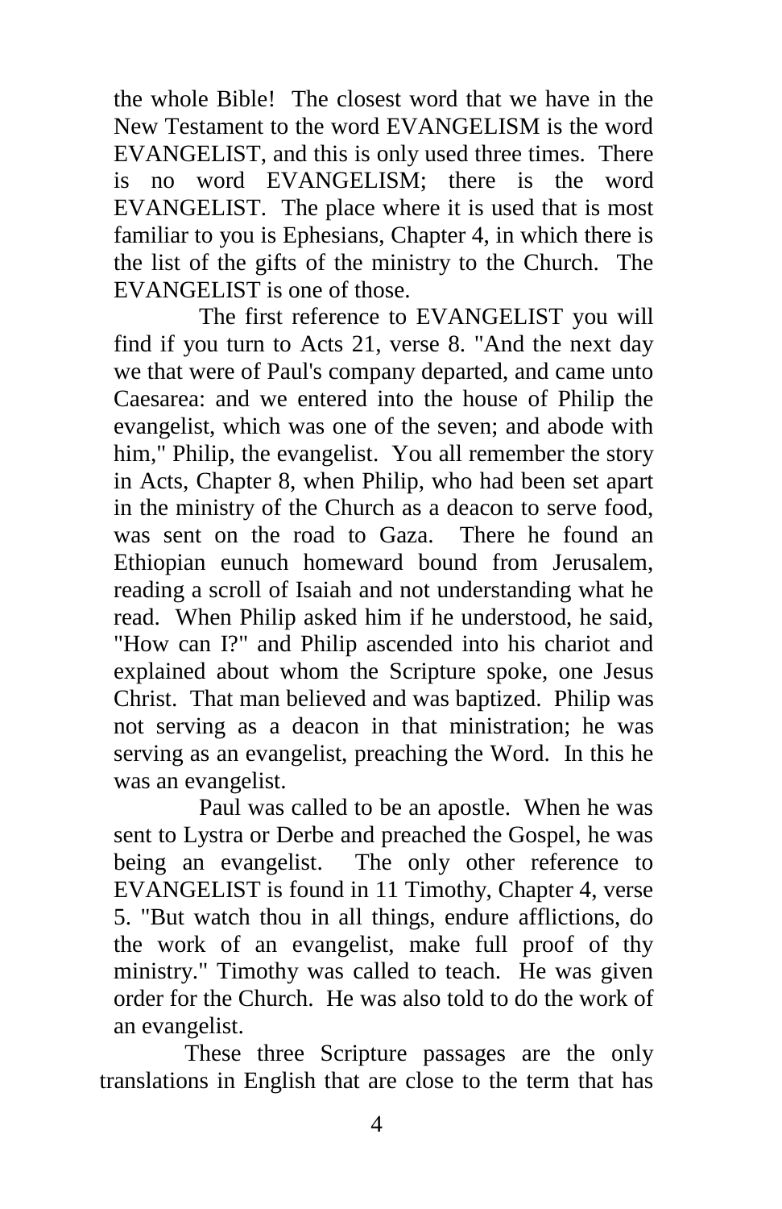the whole Bible! The closest word that we have in the New Testament to the word EVANGELISM is the word EVANGELIST, and this is only used three times. There is no word EVANGELISM; there is the word EVANGELIST. The place where it is used that is most familiar to you is Ephesians, Chapter 4, in which there is the list of the gifts of the ministry to the Church. The EVANGELIST is one of those.

The first reference to EVANGELIST you will find if you turn to Acts 21, verse 8. "And the next day we that were of Paul's company departed, and came unto Caesarea: and we entered into the house of Philip the evangelist, which was one of the seven; and abode with him," Philip, the evangelist. You all remember the story in Acts, Chapter 8, when Philip, who had been set apart in the ministry of the Church as a deacon to serve food, was sent on the road to Gaza. There he found an Ethiopian eunuch homeward bound from Jerusalem, reading a scroll of Isaiah and not understanding what he read. When Philip asked him if he understood, he said, "How can I?" and Philip ascended into his chariot and explained about whom the Scripture spoke, one Jesus Christ. That man believed and was baptized. Philip was not serving as a deacon in that ministration; he was serving as an evangelist, preaching the Word. In this he was an evangelist.

Paul was called to be an apostle. When he was sent to Lystra or Derbe and preached the Gospel, he was being an evangelist. The only other reference to EVANGELIST is found in 11 Timothy, Chapter 4, verse 5. "But watch thou in all things, endure afflictions, do the work of an evangelist, make full proof of thy ministry." Timothy was called to teach. He was given order for the Church. He was also told to do the work of an evangelist.

These three Scripture passages are the only translations in English that are close to the term that has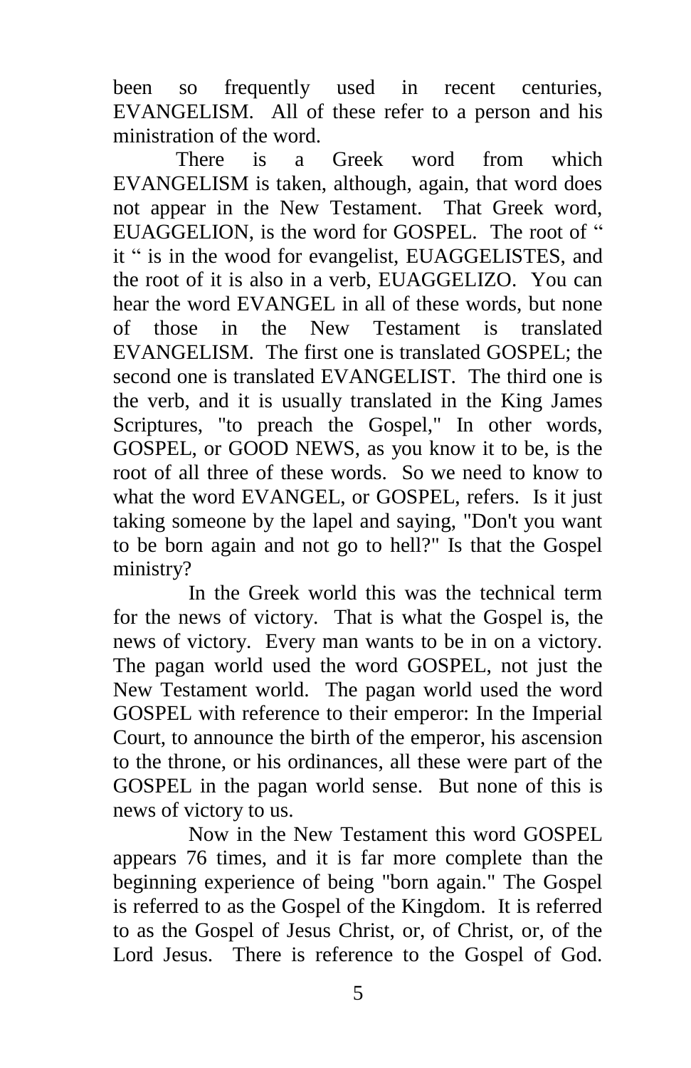been so frequently used in recent centuries, EVANGELISM. All of these refer to a person and his ministration of the word.

There is a Greek word from which EVANGELISM is taken, although, again, that word does not appear in the New Testament. That Greek word, EUAGGELION, is the word for GOSPEL. The root of " it " is in the wood for evangelist, EUAGGELISTES, and the root of it is also in a verb, EUAGGELIZO. You can hear the word EVANGEL in all of these words, but none of those in the New Testament is translated EVANGELISM. The first one is translated GOSPEL; the second one is translated EVANGELIST. The third one is the verb, and it is usually translated in the King James Scriptures, "to preach the Gospel," In other words, GOSPEL, or GOOD NEWS, as you know it to be, is the root of all three of these words. So we need to know to what the word EVANGEL, or GOSPEL, refers. Is it just taking someone by the lapel and saying, "Don't you want to be born again and not go to hell?" Is that the Gospel ministry?

In the Greek world this was the technical term for the news of victory. That is what the Gospel is, the news of victory. Every man wants to be in on a victory. The pagan world used the word GOSPEL, not just the New Testament world. The pagan world used the word GOSPEL with reference to their emperor: In the Imperial Court, to announce the birth of the emperor, his ascension to the throne, or his ordinances, all these were part of the GOSPEL in the pagan world sense. But none of this is news of victory to us.

Now in the New Testament this word GOSPEL appears 76 times, and it is far more complete than the beginning experience of being "born again." The Gospel is referred to as the Gospel of the Kingdom. It is referred to as the Gospel of Jesus Christ, or, of Christ, or, of the Lord Jesus. There is reference to the Gospel of God.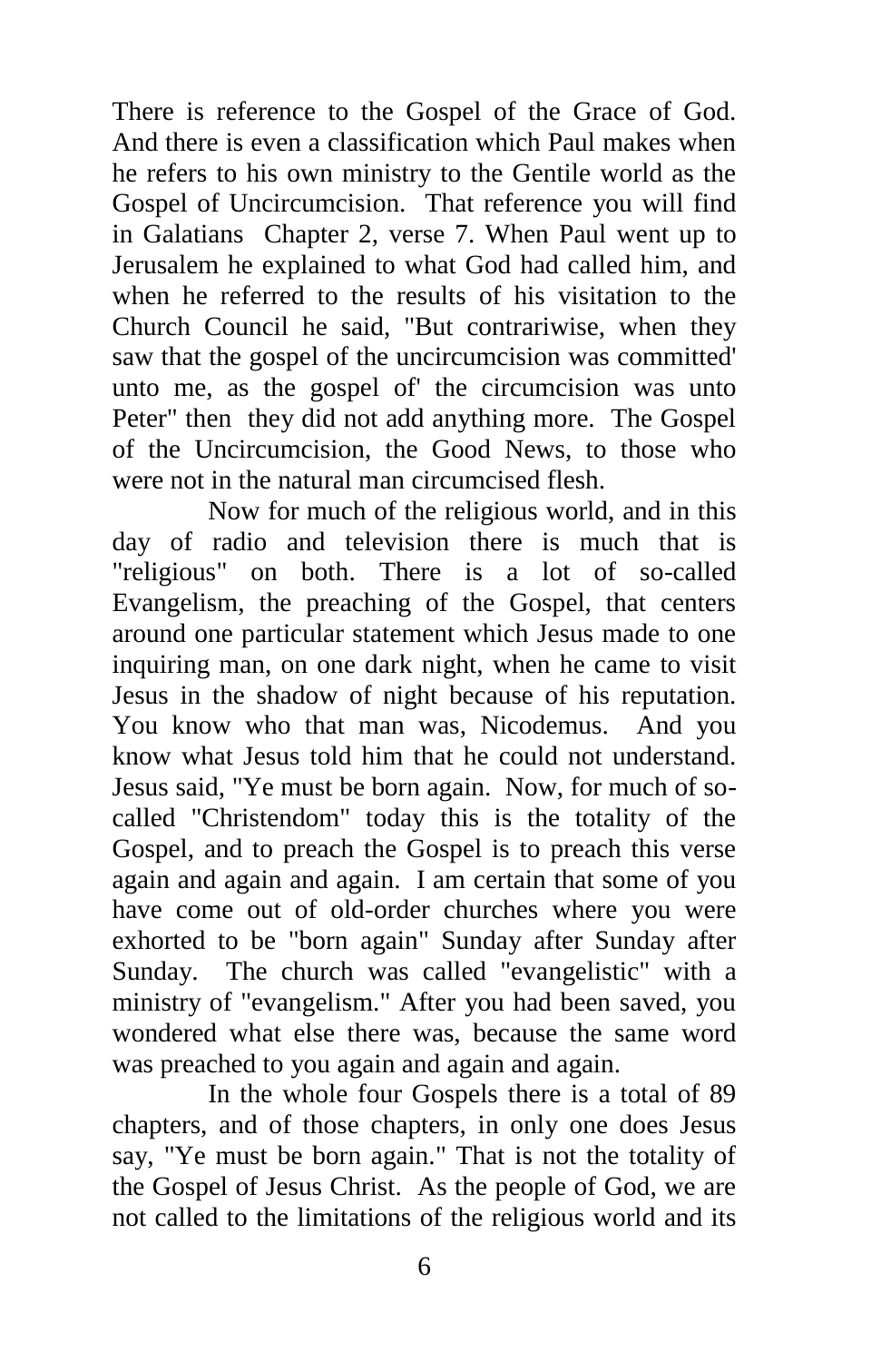There is reference to the Gospel of the Grace of God. And there is even a classification which Paul makes when he refers to his own ministry to the Gentile world as the Gospel of Uncircumcision. That reference you will find in Galatians Chapter 2, verse 7. When Paul went up to Jerusalem he explained to what God had called him, and when he referred to the results of his visitation to the Church Council he said, "But contrariwise, when they saw that the gospel of the uncircumcision was committed' unto me, as the gospel of' the circumcision was unto Peter" then they did not add anything more. The Gospel of the Uncircumcision, the Good News, to those who were not in the natural man circumcised flesh.

Now for much of the religious world, and in this day of radio and television there is much that is "religious" on both. There is a lot of so-called Evangelism, the preaching of the Gospel, that centers around one particular statement which Jesus made to one inquiring man, on one dark night, when he came to visit Jesus in the shadow of night because of his reputation. You know who that man was, Nicodemus. And you know what Jesus told him that he could not understand. Jesus said, "Ye must be born again. Now, for much of so-called "Christendom" today this is the totality of the Gospel, and to preach the Gospel is to preach this verse again and again and again. I am certain that some of you have come out of old-order churches where you were exhorted to be "born again" Sunday after Sunday after Sunday. The church was called "evangelistic" with a ministry of "evangelism." After you had been saved, you wondered what else there was, because the same word was preached to you again and again and again.

In the whole four Gospels there is a total of 89 chapters, and of those chapters, in only one does Jesus say, "Ye must be born again." That is not the totality of the Gospel of Jesus Christ. As the people of God, we are not called to the limitations of the religious world and its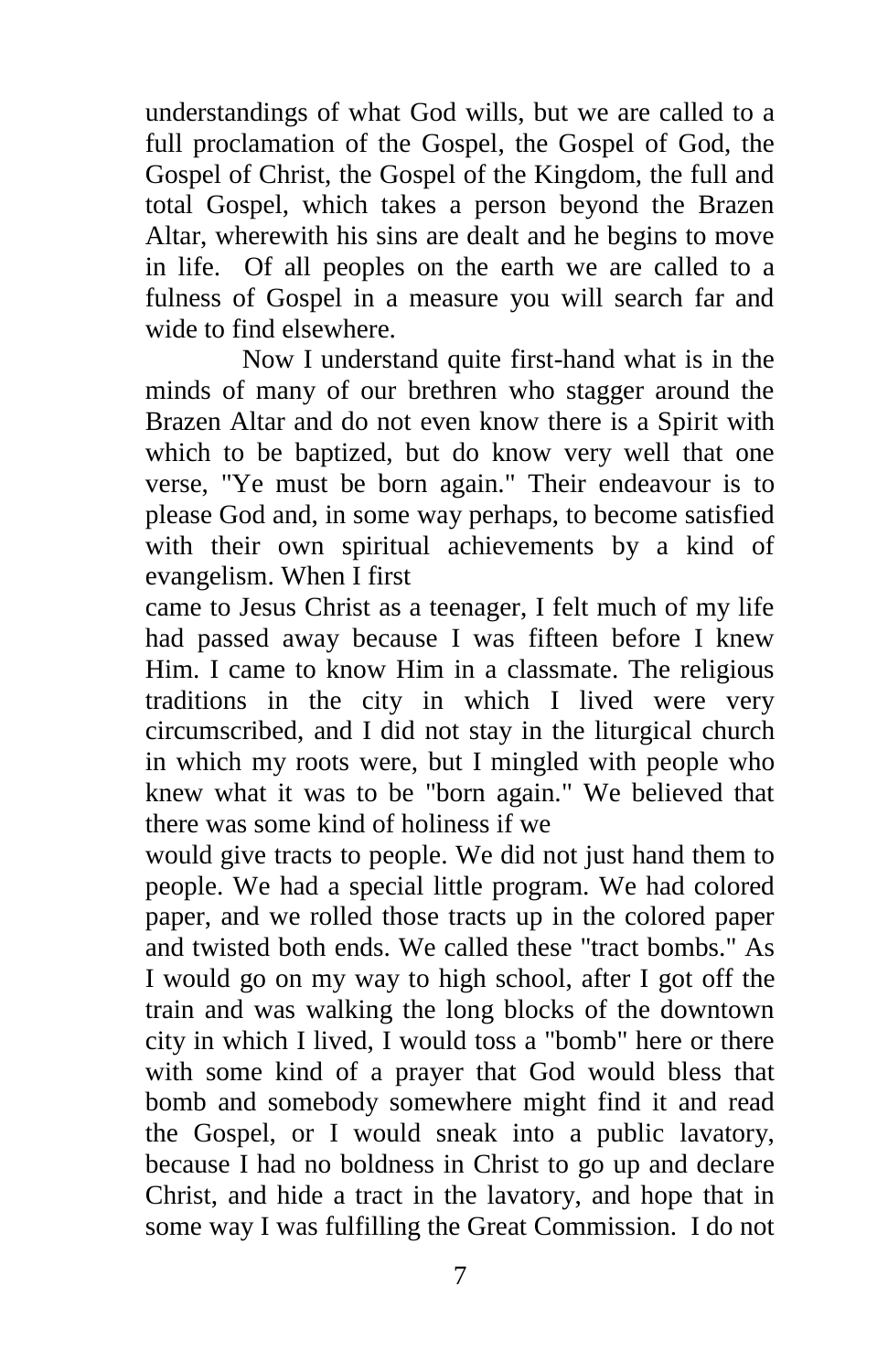understandings of what God wills, but we are called to a full proclamation of the Gospel, the Gospel of God, the Gospel of Christ, the Gospel of the Kingdom, the full and total Gospel, which takes a person beyond the Brazen Altar, wherewith his sins are dealt and he begins to move in life. Of all peoples on the earth we are called to a fulness of Gospel in a measure you will search far and wide to find elsewhere.

Now I understand quite first-hand what is in the minds of many of our brethren who stagger around the Brazen Altar and do not even know there is a Spirit with which to be baptized, but do know very well that one verse, "Ye must be born again." Their endeavour is to please God and, in some way perhaps, to become satisfied with their own spiritual achievements by a kind of evangelism. When I first came to Jesus Christ as a teenager, I felt much of my life had passed away because I was fifteen before I knew Him. I came to know Him in a classmate. The religious traditions in the city in which I lived were very circumscribed, and I did not stay in the liturgical church in which my roots were, but I mingled with people who knew what it was to be "born again." We believed that there was some kind of holiness if we would give tracts to people. We did not just hand them to people. We had a special little program. We had colored paper, and we rolled those tracts up in the colored paper and twisted both ends. We called these "tract bombs." As I would go on my way to high school, after I got off the train and was walking the long blocks of the downtown city in which I lived, I would toss a "bomb" here or there with some kind of a prayer that God would bless that bomb and somebody somewhere might find it and read the Gospel, or I would sneak into a public lavatory, because I had no boldness in Christ to go up and declare Christ, and hide a tract in the lavatory, and hope that in some way I was fulfilling the Great Commission. I do not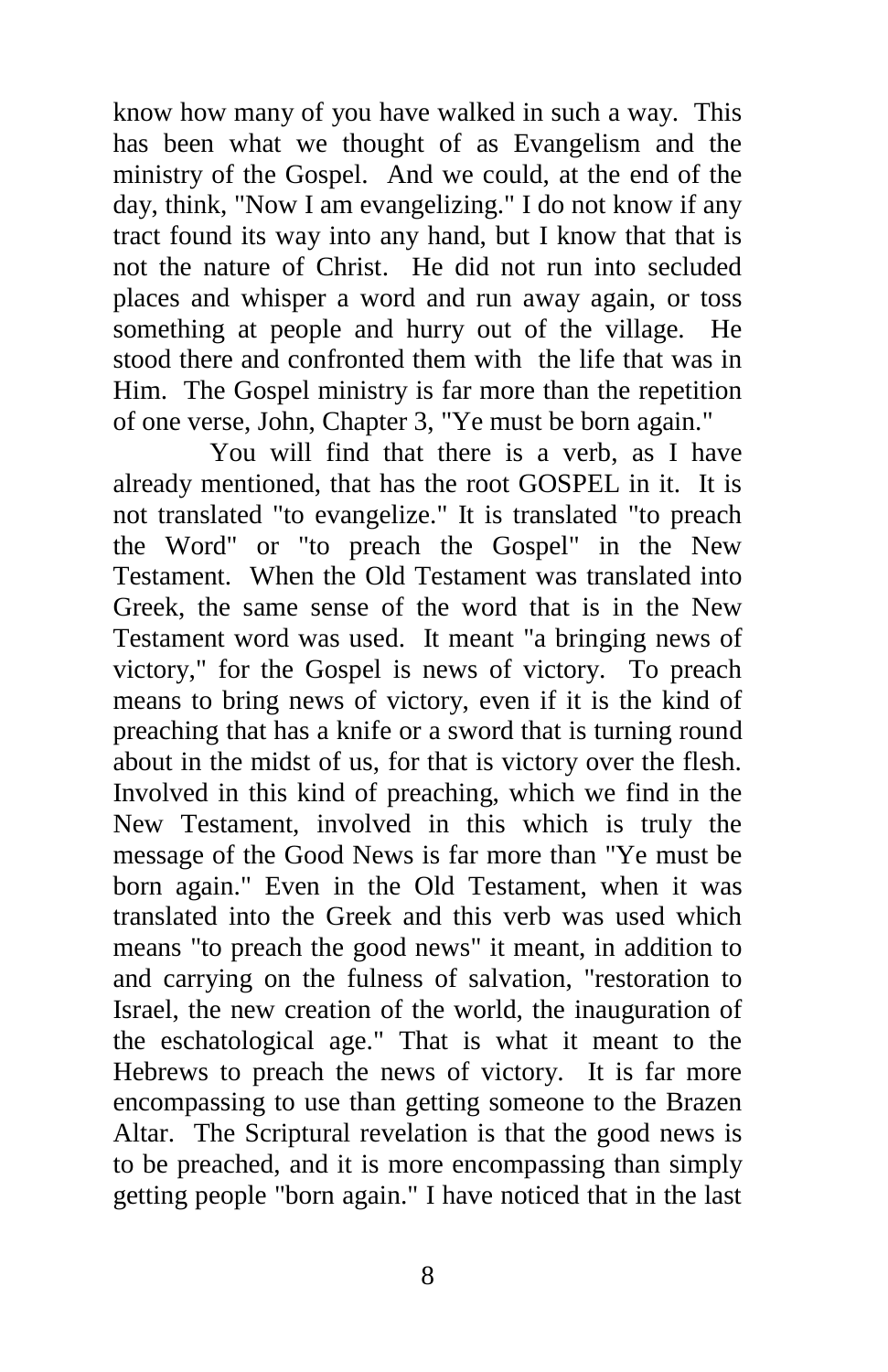know how many of you have walked in such a way. This has been what we thought of as Evangelism and the ministry of the Gospel. And we could, at the end of the day, think, "Now I am evangelizing." I do not know if any tract found its way into any hand, but I know that that is not the nature of Christ. He did not run into secluded places and whisper a word and run away again, or toss something at people and hurry out of the village. He stood there and confronted them with the life that was in Him. The Gospel ministry is far more than the repetition of one verse, John, Chapter 3, "Ye must be born again."

You will find that there is a verb, as I have already mentioned, that has the root GOSPEL in it. It is not translated "to evangelize." It is translated "to preach the Word" or "to preach the Gospel" in the New Testament. When the Old Testament was translated into Greek, the same sense of the word that is in the New Testament word was used. It meant "a bringing news of victory," for the Gospel is news of victory. To preach means to bring news of victory, even if it is the kind of preaching that has a knife or a sword that is turning round about in the midst of us, for that is victory over the flesh. Involved in this kind of preaching, which we find in the New Testament, involved in this which is truly the message of the Good News is far more than "Ye must be born again." Even in the Old Testament, when it was translated into the Greek and this verb was used which means "to preach the good news" it meant, in addition to and carrying on the fulness of salvation, "restoration to Israel, the new creation of the world, the inauguration of the eschatological age." That is what it meant to the Hebrews to preach the news of victory. It is far more encompassing to use than getting someone to the Brazen Altar. The Scriptural revelation is that the good news is to be preached, and it is more encompassing than simply getting people "born again." I have noticed that in the last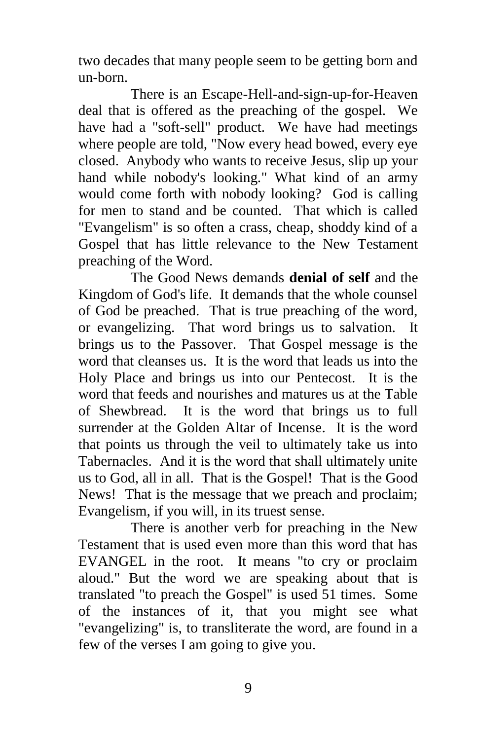two decades that many people seem to be getting born and un-born.

There is an Escape-Hell-and-sign-up-for-Heaven deal that is offered as the preaching of the gospel. We have had a "soft-sell" product. We have had meetings where people are told, "Now every head bowed, every eye closed. Anybody who wants to receive Jesus, slip up your hand while nobody's looking." What kind of an army would come forth with nobody looking? God is calling for men to stand and be counted. That which is called "Evangelism" is so often a crass, cheap, shoddy kind of a Gospel that has little relevance to the New Testament preaching of the Word.

The Good News demands **denial of self** and the Kingdom of God's life. It demands that the whole counsel of God be preached. That is true preaching of the word, or evangelizing. That word brings us to salvation. It brings us to the Passover. That Gospel message is the word that cleanses us. It is the word that leads us into the Holy Place and brings us into our Pentecost. It is the word that feeds and nourishes and matures us at the Table of Shewbread. It is the word that brings us to full surrender at the Golden Altar of Incense. It is the word that points us through the veil to ultimately take us into Tabernacles. And it is the word that shall ultimately unite us to God, all in all. That is the Gospel! That is the Good News! That is the message that we preach and proclaim; Evangelism, if you will, in its truest sense.

There is another verb for preaching in the New Testament that is used even more than this word that has EVANGEL in the root. It means "to cry or proclaim aloud." But the word we are speaking about that is translated "to preach the Gospel" is used 51 times. Some of the instances of it, that you might see what "evangelizing" is, to transliterate the word, are found in a few of the verses I am going to give you.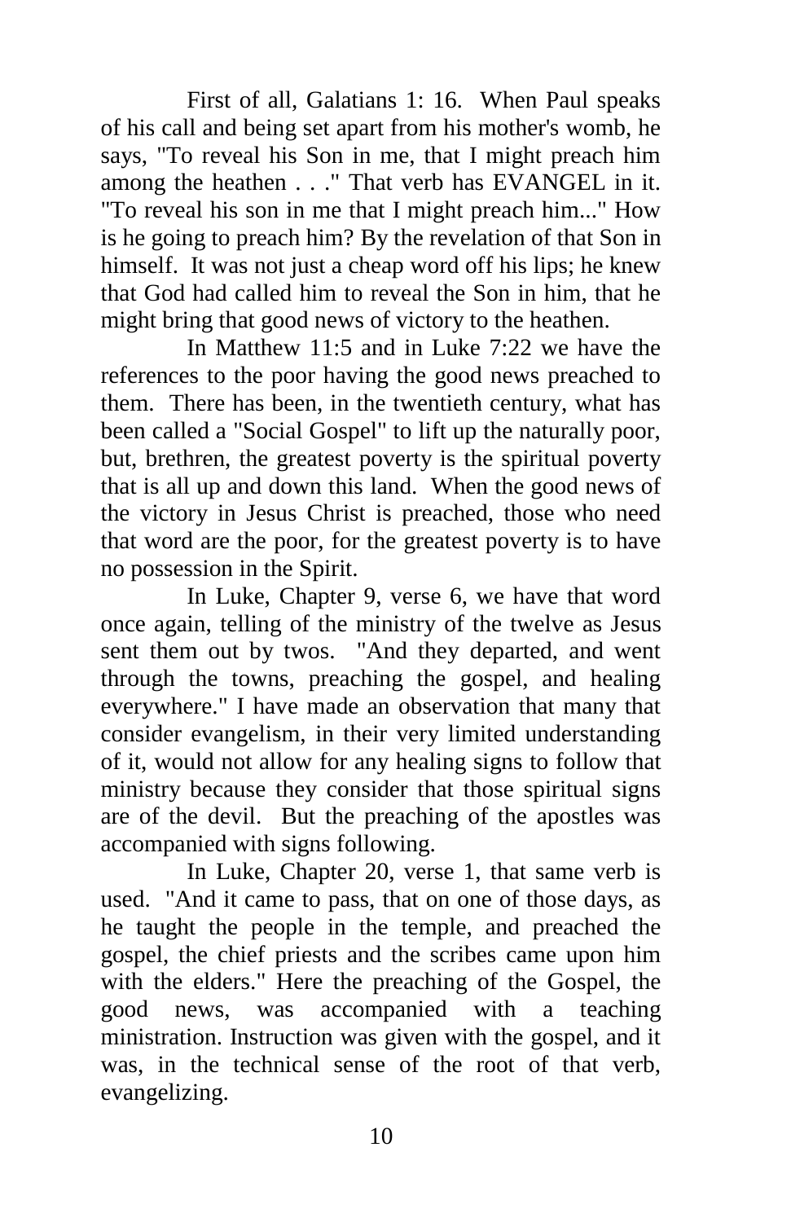First of all, Galatians 1: 16. When Paul speaks of his call and being set apart from his mother's womb, he says, "To reveal his Son in me, that I might preach him among the heathen . . ." That verb has EVANGEL in it. "To reveal his son in me that I might preach him..." How is he going to preach him? By the revelation of that Son in himself. It was not just a cheap word off his lips; he knew that God had called him to reveal the Son in him, that he might bring that good news of victory to the heathen.

In Matthew 11:5 and in Luke 7:22 we have the references to the poor having the good news preached to them. There has been, in the twentieth century, what has been called a "Social Gospel" to lift up the naturally poor, but, brethren, the greatest poverty is the spiritual poverty that is all up and down this land. When the good news of the victory in Jesus Christ is preached, those who need that word are the poor, for the greatest poverty is to have no possession in the Spirit.

In Luke, Chapter 9, verse 6, we have that word once again, telling of the ministry of the twelve as Jesus sent them out by twos. "And they departed, and went through the towns, preaching the gospel, and healing everywhere." I have made an observation that many that consider evangelism, in their very limited understanding of it, would not allow for any healing signs to follow that ministry because they consider that those spiritual signs are of the devil. But the preaching of the apostles was accompanied with signs following.

In Luke, Chapter 20, verse 1, that same verb is used. "And it came to pass, that on one of those days, as he taught the people in the temple, and preached the gospel, the chief priests and the scribes came upon him with the elders." Here the preaching of the Gospel, the good news, was accompanied with a teaching ministration. Instruction was given with the gospel, and it was, in the technical sense of the root of that verb, evangelizing.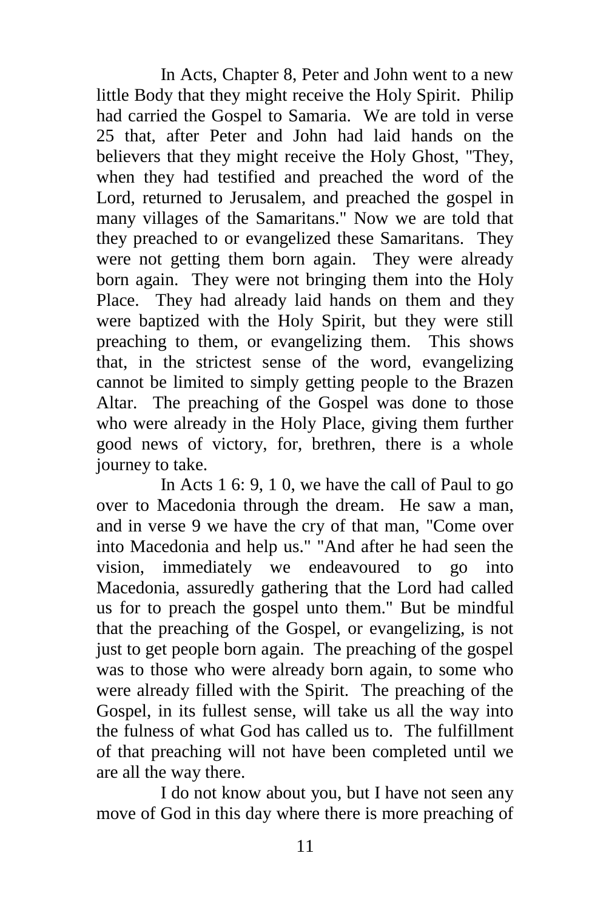In Acts, Chapter 8, Peter and John went to a new little Body that they might receive the Holy Spirit. Philip had carried the Gospel to Samaria. We are told in verse 25 that, after Peter and John had laid hands on the believers that they might receive the Holy Ghost, "They, when they had testified and preached the word of the Lord, returned to Jerusalem, and preached the gospel in many villages of the Samaritans." Now we are told that they preached to or evangelized these Samaritans. They were not getting them born again. They were already born again. They were not bringing them into the Holy Place. They had already laid hands on them and they were baptized with the Holy Spirit, but they were still preaching to them, or evangelizing them. This shows that, in the strictest sense of the word, evangelizing cannot be limited to simply getting people to the Brazen Altar. The preaching of the Gospel was done to those who were already in the Holy Place, giving them further good news of victory, for, brethren, there is a whole journey to take.

In Acts 1 6: 9, 1 0, we have the call of Paul to go over to Macedonia through the dream. He saw a man, and in verse 9 we have the cry of that man, "Come over into Macedonia and help us." "And after he had seen the vision, immediately we endeavoured to go into Macedonia, assuredly gathering that the Lord had called us for to preach the gospel unto them." But be mindful that the preaching of the Gospel, or evangelizing, is not just to get people born again. The preaching of the gospel was to those who were already born again, to some who were already filled with the Spirit. The preaching of the Gospel, in its fullest sense, will take us all the way into the fulness of what God has called us to. The fulfillment of that preaching will not have been completed until we are all the way there.

I do not know about you, but I have not seen any move of God in this day where there is more preaching of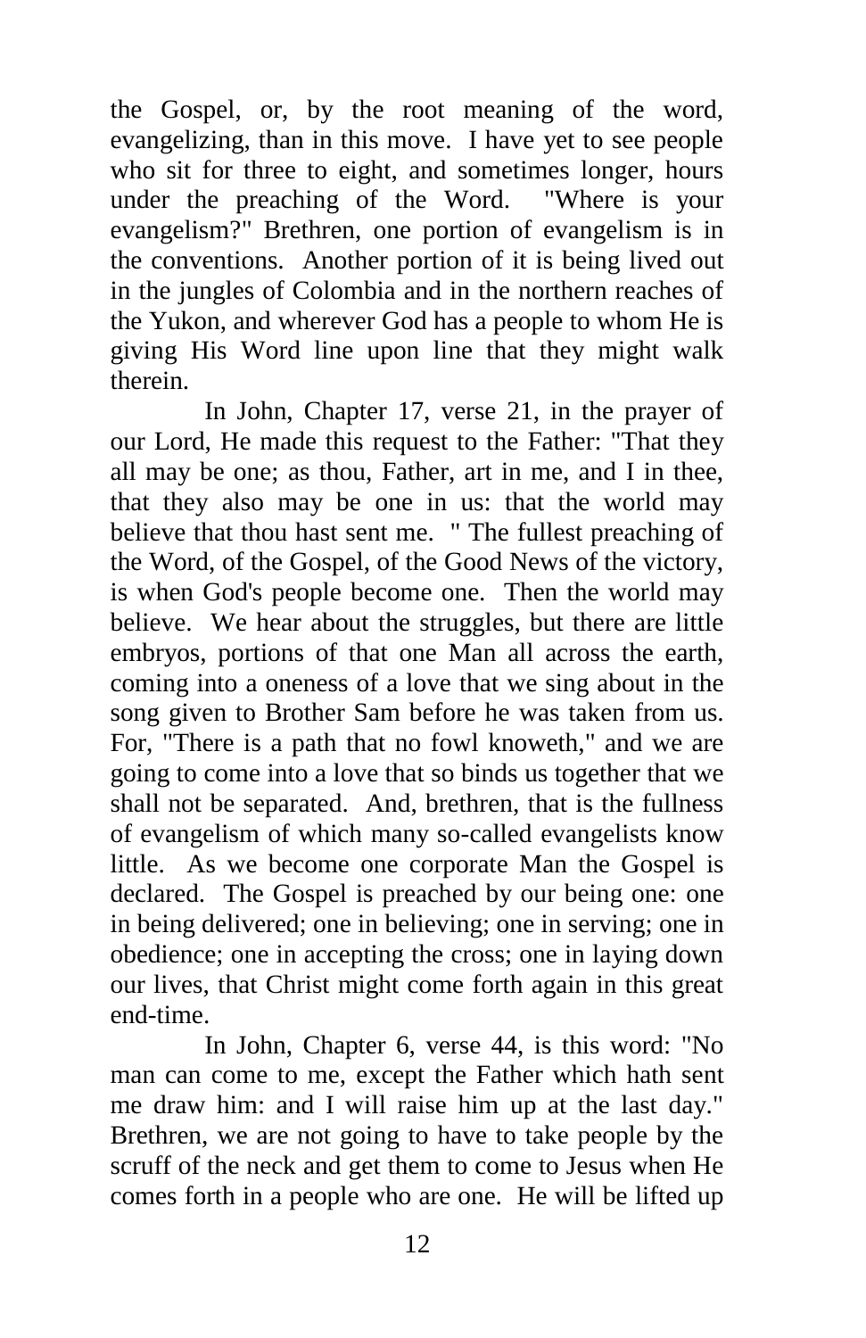the Gospel, or, by the root meaning of the word, evangelizing, than in this move. I have yet to see people who sit for three to eight, and sometimes longer, hours under the preaching of the Word. "Where is your evangelism?" Brethren, one portion of evangelism is in the conventions. Another portion of it is being lived out in the jungles of Colombia and in the northern reaches of the Yukon, and wherever God has a people to whom He is giving His Word line upon line that they might walk therein.

In John, Chapter 17, verse 21, in the prayer of our Lord, He made this request to the Father: "That they all may be one; as thou, Father, art in me, and I in thee, that they also may be one in us: that the world may believe that thou hast sent me. " The fullest preaching of the Word, of the Gospel, of the Good News of the victory, is when God's people become one. Then the world may believe. We hear about the struggles, but there are little embryos, portions of that one Man all across the earth, coming into a oneness of a love that we sing about in the song given to Brother Sam before he was taken from us. For, "There is a path that no fowl knoweth," and we are going to come into a love that so binds us together that we shall not be separated. And, brethren, that is the fullness of evangelism of which many so-called evangelists know little. As we become one corporate Man the Gospel is declared. The Gospel is preached by our being one: one in being delivered; one in believing; one in serving; one in obedience; one in accepting the cross; one in laying down our lives, that Christ might come forth again in this great end-time.

In John, Chapter 6, verse 44, is this word: "No man can come to me, except the Father which hath sent me draw him: and I will raise him up at the last day." Brethren, we are not going to have to take people by the scruff of the neck and get them to come to Jesus when He comes forth in a people who are one. He will be lifted up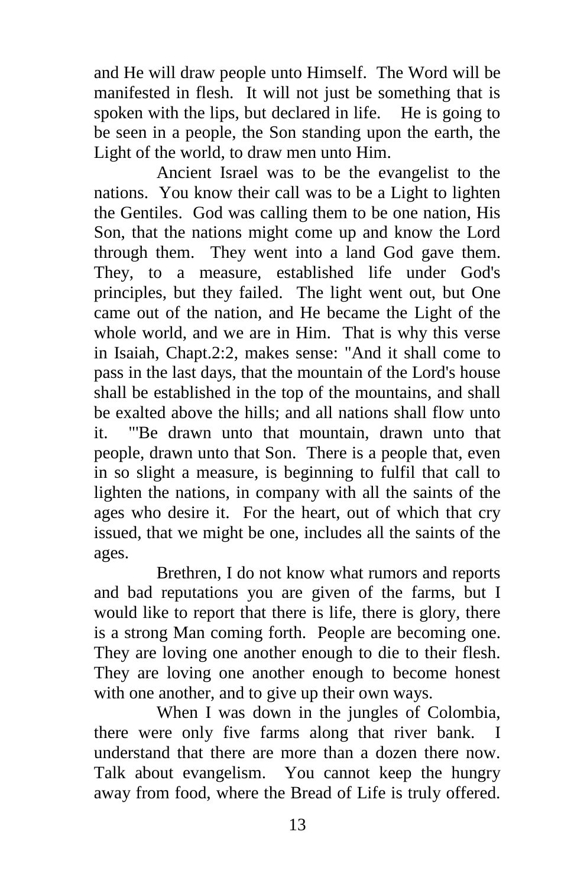and He will draw people unto Himself. The Word will be manifested in flesh. It will not just be something that is spoken with the lips, but declared in life. He is going to be seen in a people, the Son standing upon the earth, the Light of the world, to draw men unto Him.

Ancient Israel was to be the evangelist to the nations. You know their call was to be a Light to lighten the Gentiles. God was calling them to be one nation, His Son, that the nations might come up and know the Lord through them. They went into a land God gave them. They, to a measure, established life under God's principles, but they failed. The light went out, but One came out of the nation, and He became the Light of the whole world, and we are in Him. That is why this verse in Isaiah, Chapt.2:2, makes sense: "And it shall come to pass in the last days, that the mountain of the Lord's house shall be established in the top of the mountains, and shall be exalted above the hills; and all nations shall flow unto it. "'Be drawn unto that mountain, drawn unto that people, drawn unto that Son. There is a people that, even in so slight a measure, is beginning to fulfil that call to lighten the nations, in company with all the saints of the ages who desire it. For the heart, out of which that cry issued, that we might be one, includes all the saints of the ages.

Brethren, I do not know what rumors and reports and bad reputations you are given of the farms, but I would like to report that there is life, there is glory, there is a strong Man coming forth. People are becoming one. They are loving one another enough to die to their flesh. They are loving one another enough to become honest with one another, and to give up their own ways.

When I was down in the jungles of Colombia, there were only five farms along that river bank. I understand that there are more than a dozen there now. Talk about evangelism. You cannot keep the hungry away from food, where the Bread of Life is truly offered.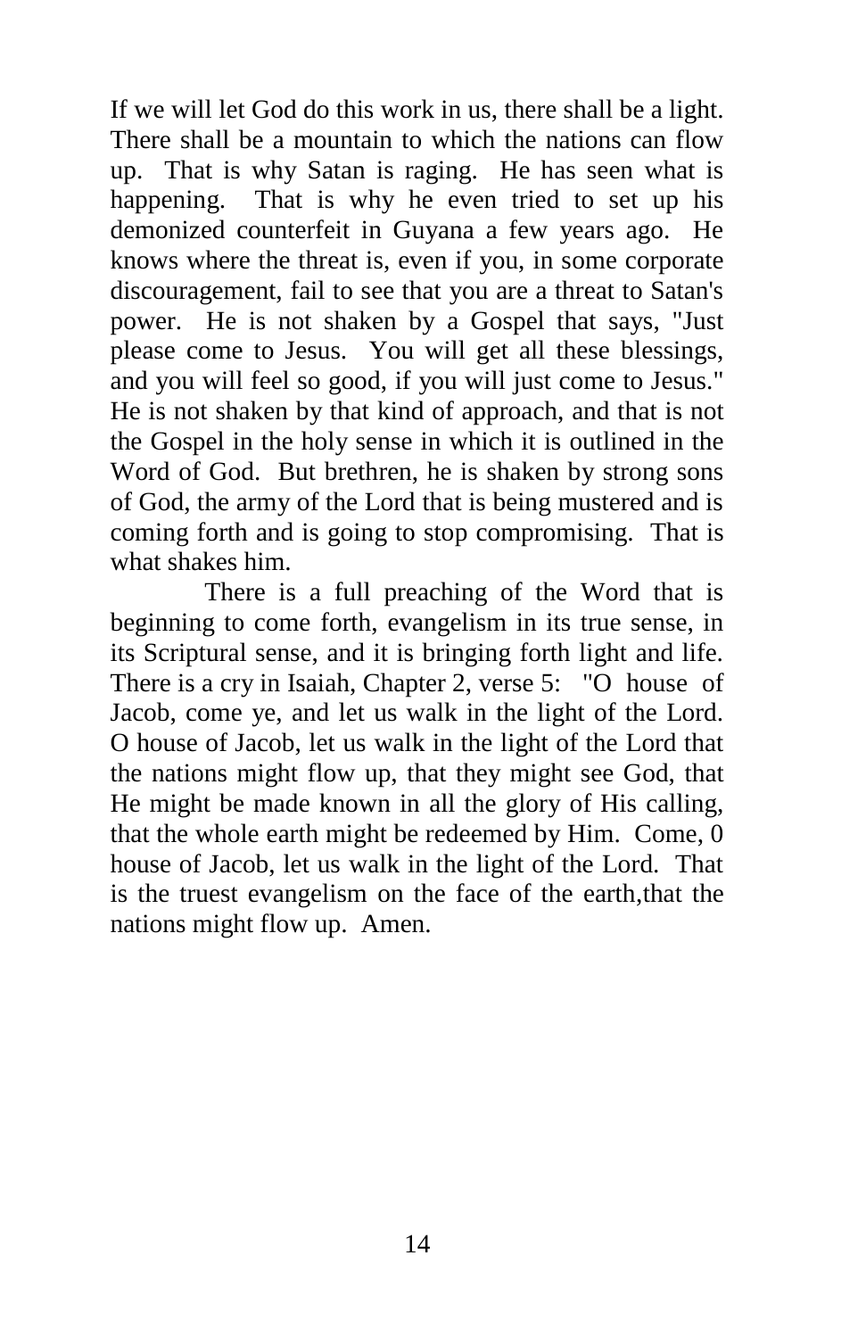If we will let God do this work in us, there shall be a light. There shall be a mountain to which the nations can flow up. That is why Satan is raging. He has seen what is happening. That is why he even tried to set up his demonized counterfeit in Guyana a few years ago. He knows where the threat is, even if you, in some corporate discouragement, fail to see that you are a threat to Satan's power. He is not shaken by a Gospel that says, "Just please come to Jesus. You will get all these blessings, and you will feel so good, if you will just come to Jesus." He is not shaken by that kind of approach, and that is not the Gospel in the holy sense in which it is outlined in the Word of God. But brethren, he is shaken by strong sons of God, the army of the Lord that is being mustered and is coming forth and is going to stop compromising. That is what shakes him.

There is a full preaching of the Word that is beginning to come forth, evangelism in its true sense, in its Scriptural sense, and it is bringing forth light and life. There is a cry in Isaiah, Chapter 2, verse 5: "O house of Jacob, come ye, and let us walk in the light of the Lord. O house of Jacob, let us walk in the light of the Lord that the nations might flow up, that they might see God, that He might be made known in all the glory of His calling, that the whole earth might be redeemed by Him. Come, 0 house of Jacob, let us walk in the light of the Lord. That is the truest evangelism on the face of the earth,that the nations might flow up. Amen.